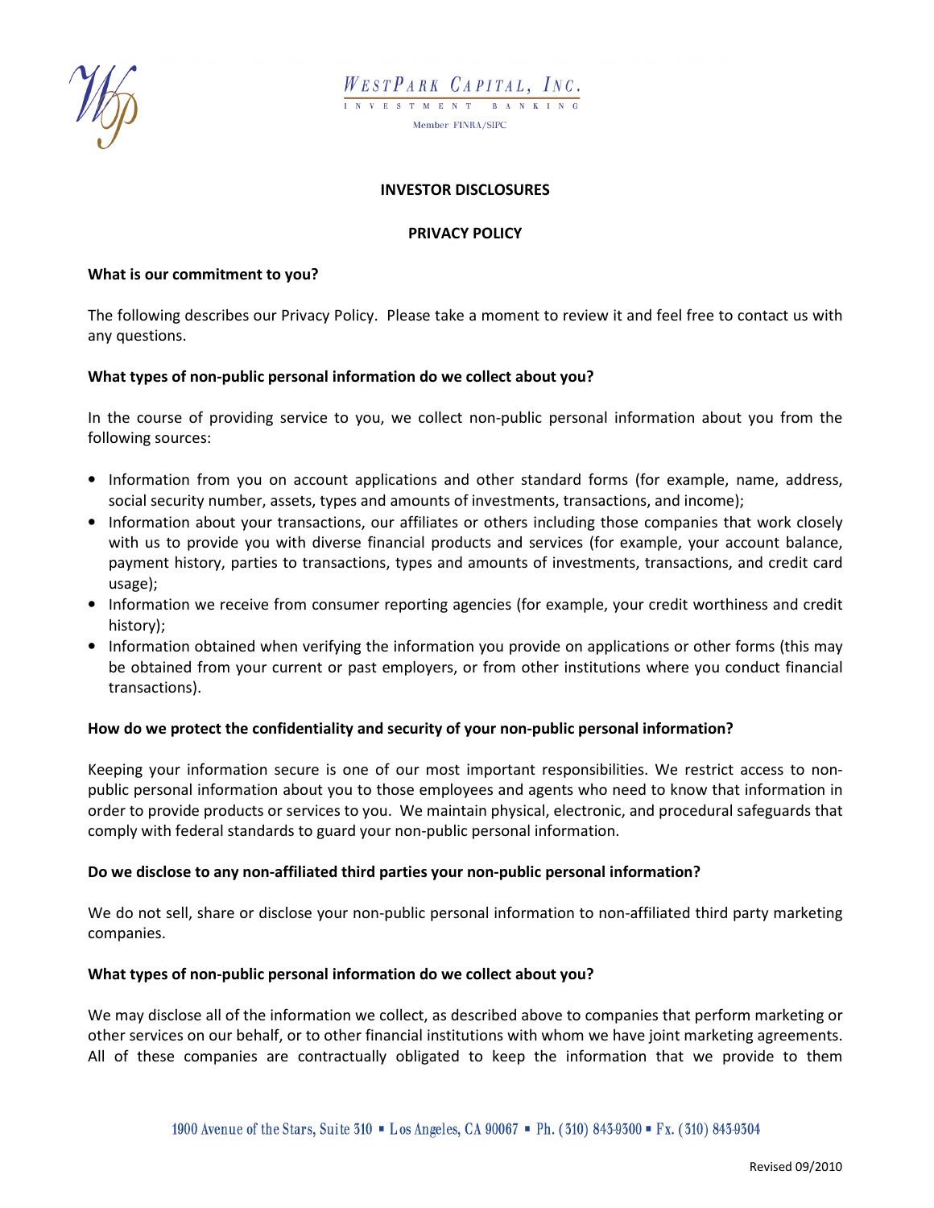WESTPARK CAPITAL, INC.

INVESTMENT BANKING

Member FINRA/SIPC

# INVESTOR DISCLOSURES

## PRIVACY POLICY

**What is our commitment to you?**

The following describes our Privacy Policy. Please take a moment to review it and feel free to contact us with any questions.

**What types of non-public personal information do we collect about you?**

In the course of providing service to you, we collect non-public personal information about you from the following sources:

- Information from you on account applications and other standard forms (for example, name, address, social security number, assets, types and amounts of investments, transactions, and income);
- Information about your transactions, our affiliates or others including those companies that work closely with us to provide you with diverse financial products and services (for example, your account balance, payment history, parties to transactions, types and amounts of investments, transactions, and credit card usage);
- Information we receive from consumer reporting agencies (for example, your credit worthiness and credit history);
- Information obtained when verifying the information you provide on applications or other forms (this may be obtained from your current or past employers, or from other institutions where you conduct financial transactions).

**How do we protect the confidentiality and security of your non-public personal information?**

Keeping your information secure is one of our most important responsibilities. We restrict access to non-public personal information about you to those employees and agents who need to know that information in order to provide products or services to you. We maintain physical, electronic, and procedural safeguards that comply with federal standards to guard your non-public personal information.

**Do we disclose to any non-affiliated third parties your non-public personal information?**

We do not sell, share or disclose your non-public personal information to non-affiliated third party marketing companies.

**What types of non-public personal information do we collect about you?**

We may disclose all of the information we collect, as described above to companies that perform marketing or other services on our behalf, or to other financial institutions with whom we have joint marketing agreements. All of these companies are contractually obligated to keep the information that we provide to them

1900 Avenue of the Stars, Suite 310 ▪ Los Angeles, CA 90067 ▪ Ph. (310) 843-9300 ▪ Fx. (310) 843-9304

Revised 09/2010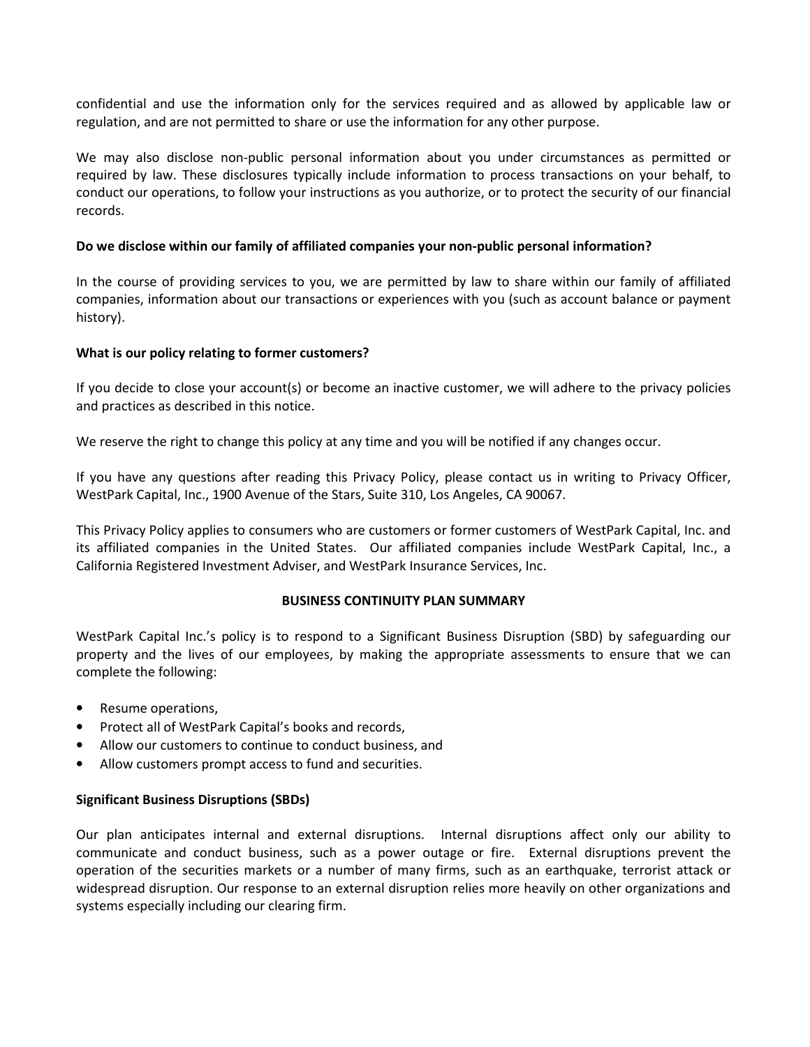confidential and use the information only for the services required and as allowed by applicable law or regulation, and are not permitted to share or use the information for any other purpose.

We may also disclose non-public personal information about you under circumstances as permitted or required by law. These disclosures typically include information to process transactions on your behalf, to conduct our operations, to follow your instructions as you authorize, or to protect the security of our financial records.

**Do we disclose within our family of affiliated companies your non-public personal information?**

In the course of providing services to you, we are permitted by law to share within our family of affiliated companies, information about our transactions or experiences with you (such as account balance or payment history).

**What is our policy relating to former customers?**

If you decide to close your account(s) or become an inactive customer, we will adhere to the privacy policies and practices as described in this notice.

We reserve the right to change this policy at any time and you will be notified if any changes occur.

If you have any questions after reading this Privacy Policy, please contact us in writing to Privacy Officer, WestPark Capital, Inc., 1900 Avenue of the Stars, Suite 310, Los Angeles, CA 90067.

This Privacy Policy applies to consumers who are customers or former customers of WestPark Capital, Inc. and its affiliated companies in the United States. Our affiliated companies include WestPark Capital, Inc., a California Registered Investment Adviser, and WestPark Insurance Services, Inc.

## BUSINESS CONTINUITY PLAN SUMMARY

WestPark Capital Inc.'s policy is to respond to a Significant Business Disruption (SBD) by safeguarding our property and the lives of our employees, by making the appropriate assessments to ensure that we can complete the following:

- Resume operations,
- Protect all of WestPark Capital's books and records,
- Allow our customers to continue to conduct business, and
- Allow customers prompt access to fund and securities.

**Significant Business Disruptions (SBDs)**

Our plan anticipates internal and external disruptions. Internal disruptions affect only our ability to communicate and conduct business, such as a power outage or fire. External disruptions prevent the operation of the securities markets or a number of many firms, such as an earthquake, terrorist attack or widespread disruption. Our response to an external disruption relies more heavily on other organizations and systems especially including our clearing firm.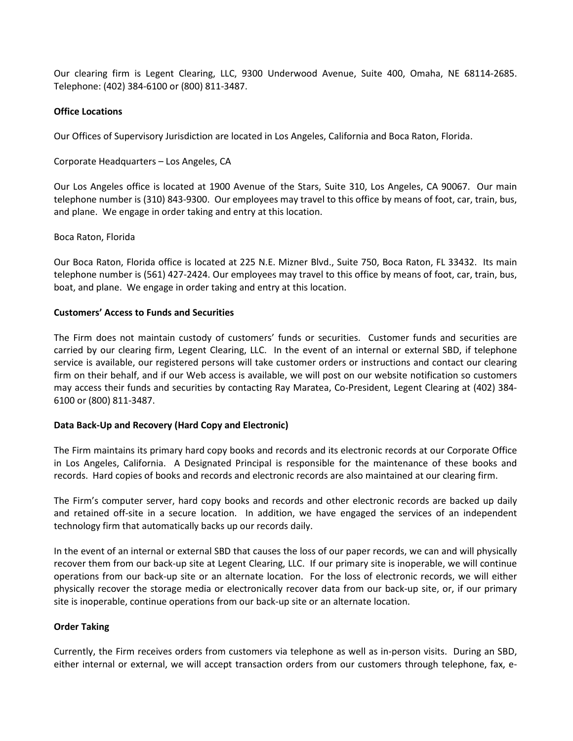Our clearing firm is Legent Clearing, LLC, 9300 Underwood Avenue, Suite 400, Omaha, NE 68114-2685. Telephone: (402) 384-6100 or (800) 811-3487.

**Office Locations**

Our Offices of Supervisory Jurisdiction are located in Los Angeles, California and Boca Raton, Florida.

Corporate Headquarters – Los Angeles, CA

Our Los Angeles office is located at 1900 Avenue of the Stars, Suite 310, Los Angeles, CA 90067. Our main telephone number is (310) 843-9300. Our employees may travel to this office by means of foot, car, train, bus, and plane. We engage in order taking and entry at this location.

Boca Raton, Florida

Our Boca Raton, Florida office is located at 225 N.E. Mizner Blvd., Suite 750, Boca Raton, FL 33432. Its main telephone number is (561) 427-2424. Our employees may travel to this office by means of foot, car, train, bus, boat, and plane. We engage in order taking and entry at this location.

**Customers' Access to Funds and Securities**

The Firm does not maintain custody of customers' funds or securities. Customer funds and securities are carried by our clearing firm, Legent Clearing, LLC. In the event of an internal or external SBD, if telephone service is available, our registered persons will take customer orders or instructions and contact our clearing firm on their behalf, and if our Web access is available, we will post on our website notification so customers may access their funds and securities by contacting Ray Maratea, Co-President, Legent Clearing at (402) 384-6100 or (800) 811-3487.

**Data Back-Up and Recovery (Hard Copy and Electronic)**

The Firm maintains its primary hard copy books and records and its electronic records at our Corporate Office in Los Angeles, California. A Designated Principal is responsible for the maintenance of these books and records. Hard copies of books and records and electronic records are also maintained at our clearing firm.

The Firm's computer server, hard copy books and records and other electronic records are backed up daily and retained off-site in a secure location. In addition, we have engaged the services of an independent technology firm that automatically backs up our records daily.

In the event of an internal or external SBD that causes the loss of our paper records, we can and will physically recover them from our back-up site at Legent Clearing, LLC. If our primary site is inoperable, we will continue operations from our back-up site or an alternate location. For the loss of electronic records, we will either physically recover the storage media or electronically recover data from our back-up site, or, if our primary site is inoperable, continue operations from our back-up site or an alternate location.

**Order Taking**

Currently, the Firm receives orders from customers via telephone as well as in-person visits. During an SBD, either internal or external, we will accept transaction orders from our customers through telephone, fax, e-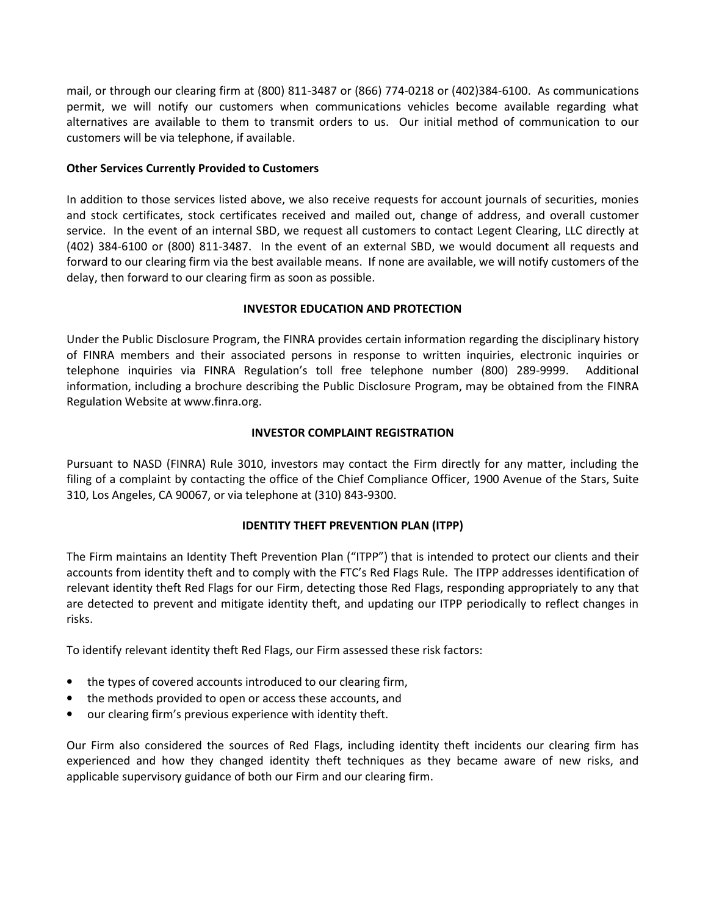mail, or through our clearing firm at (800) 811-3487 or (866) 774-0218 or (402)384-6100. As communications permit, we will notify our customers when communications vehicles become available regarding what alternatives are available to them to transmit orders to us. Our initial method of communication to our customers will be via telephone, if available.

**Other Services Currently Provided to Customers**

In addition to those services listed above, we also receive requests for account journals of securities, monies and stock certificates, stock certificates received and mailed out, change of address, and overall customer service. In the event of an internal SBD, we request all customers to contact Legent Clearing, LLC directly at (402) 384-6100 or (800) 811-3487. In the event of an external SBD, we would document all requests and forward to our clearing firm via the best available means. If none are available, we will notify customers of the delay, then forward to our clearing firm as soon as possible.

## INVESTOR EDUCATION AND PROTECTION

Under the Public Disclosure Program, the FINRA provides certain information regarding the disciplinary history of FINRA members and their associated persons in response to written inquiries, electronic inquiries or telephone inquiries via FINRA Regulation's toll free telephone number (800) 289-9999. Additional information, including a brochure describing the Public Disclosure Program, may be obtained from the FINRA Regulation Website at www.finra.org.

## INVESTOR COMPLAINT REGISTRATION

Pursuant to NASD (FINRA) Rule 3010, investors may contact the Firm directly for any matter, including the filing of a complaint by contacting the office of the Chief Compliance Officer, 1900 Avenue of the Stars, Suite 310, Los Angeles, CA 90067, or via telephone at (310) 843-9300.

## IDENTITY THEFT PREVENTION PLAN (ITPP)

The Firm maintains an Identity Theft Prevention Plan ("ITPP") that is intended to protect our clients and their accounts from identity theft and to comply with the FTC's Red Flags Rule. The ITPP addresses identification of relevant identity theft Red Flags for our Firm, detecting those Red Flags, responding appropriately to any that are detected to prevent and mitigate identity theft, and updating our ITPP periodically to reflect changes in risks.

To identify relevant identity theft Red Flags, our Firm assessed these risk factors:

- the types of covered accounts introduced to our clearing firm,
- the methods provided to open or access these accounts, and
- our clearing firm's previous experience with identity theft.

Our Firm also considered the sources of Red Flags, including identity theft incidents our clearing firm has experienced and how they changed identity theft techniques as they became aware of new risks, and applicable supervisory guidance of both our Firm and our clearing firm.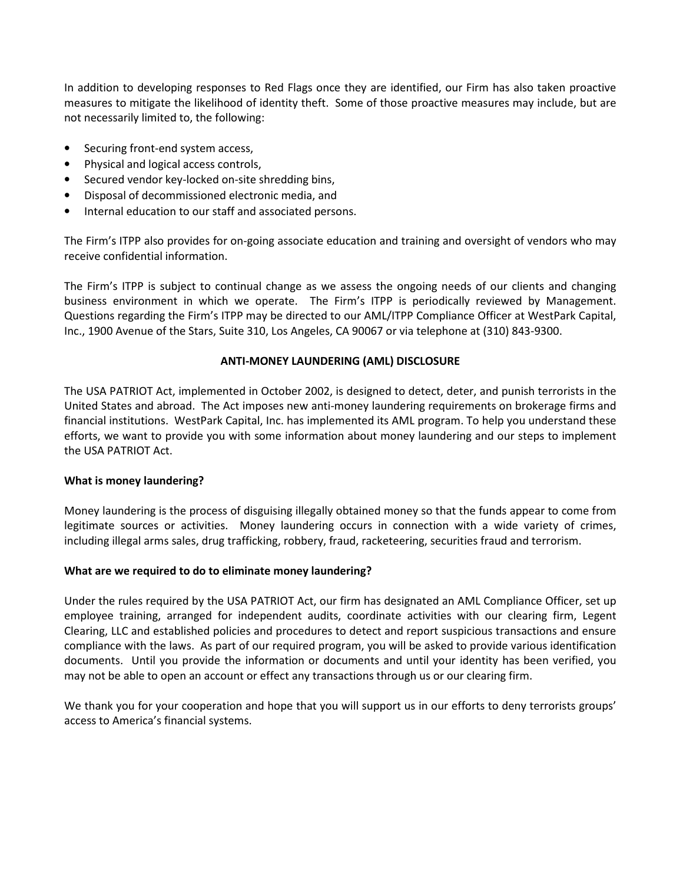In addition to developing responses to Red Flags once they are identified, our Firm has also taken proactive measures to mitigate the likelihood of identity theft. Some of those proactive measures may include, but are not necessarily limited to, the following:

- Securing front-end system access,
- Physical and logical access controls,
- Secured vendor key-locked on-site shredding bins,
- Disposal of decommissioned electronic media, and
- Internal education to our staff and associated persons.

The Firm's ITPP also provides for on-going associate education and training and oversight of vendors who may receive confidential information.

The Firm's ITPP is subject to continual change as we assess the ongoing needs of our clients and changing business environment in which we operate. The Firm's ITPP is periodically reviewed by Management. Questions regarding the Firm's ITPP may be directed to our AML/ITPP Compliance Officer at WestPark Capital, Inc., 1900 Avenue of the Stars, Suite 310, Los Angeles, CA 90067 or via telephone at (310) 843-9300.

## ANTI-MONEY LAUNDERING (AML) DISCLOSURE

The USA PATRIOT Act, implemented in October 2002, is designed to detect, deter, and punish terrorists in the United States and abroad. The Act imposes new anti-money laundering requirements on brokerage firms and financial institutions. WestPark Capital, Inc. has implemented its AML program. To help you understand these efforts, we want to provide you with some information about money laundering and our steps to implement the USA PATRIOT Act.

**What is money laundering?**

Money laundering is the process of disguising illegally obtained money so that the funds appear to come from legitimate sources or activities. Money laundering occurs in connection with a wide variety of crimes, including illegal arms sales, drug trafficking, robbery, fraud, racketeering, securities fraud and terrorism.

**What are we required to do to eliminate money laundering?**

Under the rules required by the USA PATRIOT Act, our firm has designated an AML Compliance Officer, set up employee training, arranged for independent audits, coordinate activities with our clearing firm, Legent Clearing, LLC and established policies and procedures to detect and report suspicious transactions and ensure compliance with the laws. As part of our required program, you will be asked to provide various identification documents. Until you provide the information or documents and until your identity has been verified, you may not be able to open an account or effect any transactions through us or our clearing firm.

We thank you for your cooperation and hope that you will support us in our efforts to deny terrorists groups' access to America's financial systems.